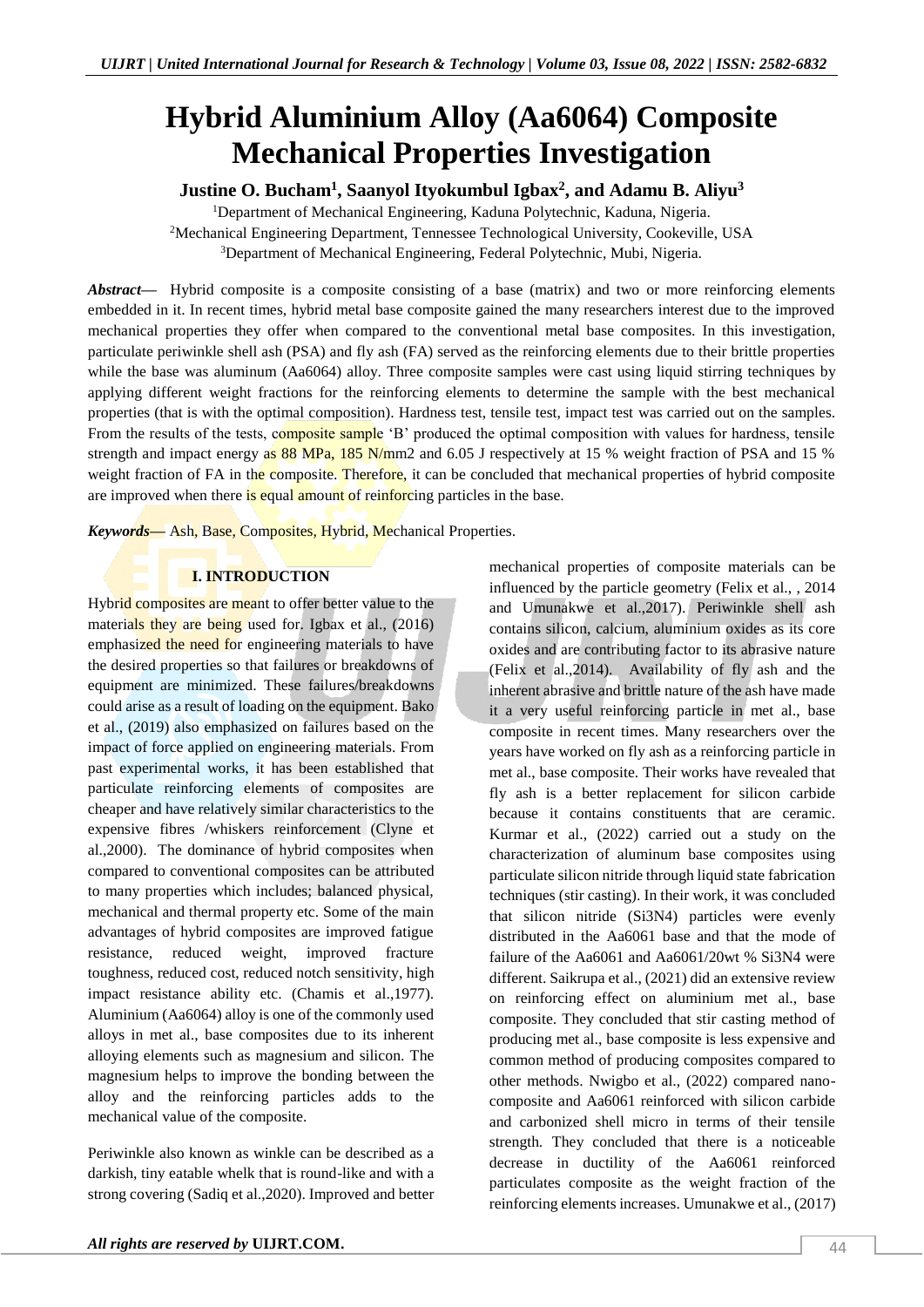# Hybrid Aluminium Alloy (Aa6064) Composite Mechanical Properties Investigation

**Justine O. Bucham[1], Saanyol Ityokumbul Igbax[2], and Adamu B. Aliyu[3]**

[1]Department of Mechanical Engineering, Kaduna Polytechnic, Kaduna, Nigeria.
[2]Mechanical Engineering Department, Tennessee Technological University, Cookeville, USA
[3]Department of Mechanical Engineering, Federal Polytechnic, Mubi, Nigeria.

***Abstract*—** Hybrid composite is a composite consisting of a base (matrix) and two or more reinforcing elements embedded in it. In recent times, hybrid metal base composite gained the many researchers interest due to the improved mechanical properties they offer when compared to the conventional metal base composites. In this investigation, particulate periwinkle shell ash (PSA) and fly ash (FA) served as the reinforcing elements due to their brittle properties while the base was aluminum (Aa6064) alloy. Three composite samples were cast using liquid stirring techniques by applying different weight fractions for the reinforcing elements to determine the sample with the best mechanical properties (that is with the optimal composition). Hardness test, tensile test, impact test was carried out on the samples. From the results of the tests, composite sample 'B' produced the optimal composition with values for hardness, tensile strength and impact energy as 88 MPa, 185 N/mm2 and 6.05 J respectively at 15 % weight fraction of PSA and 15 % weight fraction of FA in the composite. Therefore, it can be concluded that mechanical properties of hybrid composite are improved when there is equal amount of reinforcing particles in the base.

***Keywords*—** Ash, Base, Composites, Hybrid, Mechanical Properties.

## I. INTRODUCTION

Hybrid composites are meant to offer better value to the materials they are being used for. Igbax et al., (2016) emphasized the need for engineering materials to have the desired properties so that failures or breakdowns of equipment are minimized. These failures/breakdowns could arise as a result of loading on the equipment. Bako et al., (2019) also emphasized on failures based on the impact of force applied on engineering materials. From past experimental works, it has been established that particulate reinforcing elements of composites are cheaper and have relatively similar characteristics to the expensive fibres /whiskers reinforcement (Clyne et al.,2000). The dominance of hybrid composites when compared to conventional composites can be attributed to many properties which includes; balanced physical, mechanical and thermal property etc. Some of the main advantages of hybrid composites are improved fatigue resistance, reduced weight, improved fracture toughness, reduced cost, reduced notch sensitivity, high impact resistance ability etc. (Chamis et al.,1977). Aluminium (Aa6064) alloy is one of the commonly used alloys in met al., base composites due to its inherent alloying elements such as magnesium and silicon. The magnesium helps to improve the bonding between the alloy and the reinforcing particles adds to the mechanical value of the composite.

Periwinkle also known as winkle can be described as a darkish, tiny eatable whelk that is round-like and with a strong covering (Sadiq et al.,2020). Improved and better mechanical properties of composite materials can be influenced by the particle geometry (Felix et al., , 2014 and Umunakwe et al.,2017). Periwinkle shell ash contains silicon, calcium, aluminium oxides as its core oxides and are contributing factor to its abrasive nature (Felix et al.,2014). Availability of fly ash and the inherent abrasive and brittle nature of the ash have made it a very useful reinforcing particle in met al., base composite in recent times. Many researchers over the years have worked on fly ash as a reinforcing particle in met al., base composite. Their works have revealed that fly ash is a better replacement for silicon carbide because it contains constituents that are ceramic. Kurmar et al., (2022) carried out a study on the characterization of aluminum base composites using particulate silicon nitride through liquid state fabrication techniques (stir casting). In their work, it was concluded that silicon nitride ($Si_3N_4$) particles were evenly distributed in the Aa6061 base and that the mode of failure of the Aa6061 and Aa6061/20wt % $Si_3N_4$ were different. Saikrupa et al., (2021) did an extensive review on reinforcing effect on aluminium met al., base composite. They concluded that stir casting method of producing met al., base composite is less expensive and common method of producing composites compared to other methods. Nwigbo et al., (2022) compared nano-composite and Aa6061 reinforced with silicon carbide and carbonized shell micro in terms of their tensile strength. They concluded that there is a noticeable decrease in ductility of the Aa6061 reinforced particulates composite as the weight fraction of the reinforcing elements increases. Umunakwe et al., (2017)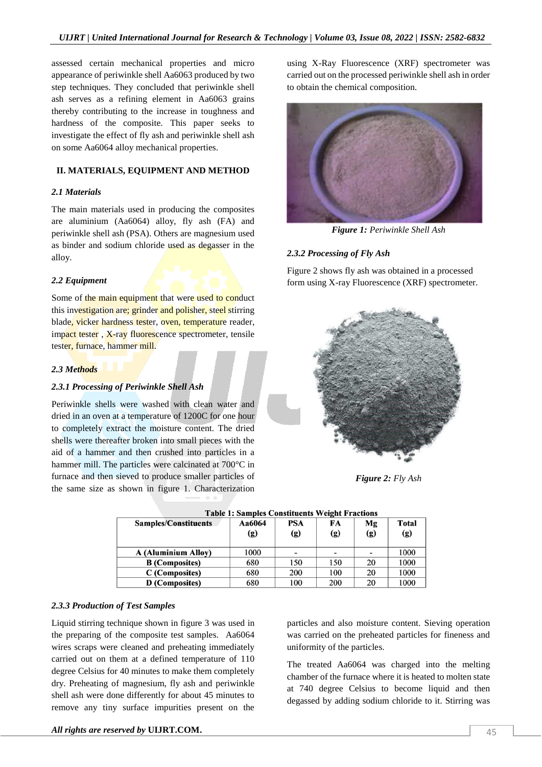assessed certain mechanical properties and micro appearance of periwinkle shell Aa6063 produced by two step techniques. They concluded that periwinkle shell ash serves as a refining element in Aa6063 grains thereby contributing to the increase in toughness and hardness of the composite. This paper seeks to investigate the effect of fly ash and periwinkle shell ash on some Aa6064 alloy mechanical properties.

## II. MATERIALS, EQUIPMENT AND METHOD

### *2.1 Materials*

The main materials used in producing the composites are aluminium (Aa6064) alloy, fly ash (FA) and periwinkle shell ash (PSA). Others are magnesium used as binder and sodium chloride used as degasser in the alloy.

### *2.2 Equipment*

Some of the main equipment that were used to conduct this investigation are; grinder and polisher, steel stirring blade, vicker hardness tester, oven, temperature reader, impact tester , X-ray fluorescence spectrometer, tensile tester, furnace, hammer mill.

### *2.3 Methods*

#### *2.3.1 Processing of Periwinkle Shell Ash*

Periwinkle shells were washed with clean water and dried in an oven at a temperature of 1200C for one hour to completely extract the moisture content. The dried shells were thereafter broken into small pieces with the aid of a hammer and then crushed into particles in a hammer mill. The particles were calcinated at 700°C in furnace and then sieved to produce smaller particles of the same size as shown in figure 1. Characterization using X-Ray Fluorescence (XRF) spectrometer was carried out on the processed periwinkle shell ash in order to obtain the chemical composition.

***Figure 1:*** *Periwinkle Shell Ash*

#### *2.3.2 Processing of Fly Ash*

Figure 2 shows fly ash was obtained in a processed form using X-ray Fluorescence (XRF) spectrometer.

***Figure 2:*** *Fly Ash*

**Table 1: Samples Constituents Weight Fractions**

| Samples/Constituents | Aa6064 (g) | PSA (g) | FA (g) | Mg (g) | Total (g) |
|---|---|---|---|---|---|
| A (Aluminium Alloy) | 1000 | - | - | - | 1000 |
| B (Composites) | 680 | 150 | 150 | 20 | 1000 |
| C (Composites) | 680 | 200 | 100 | 20 | 1000 |
| D (Composites) | 680 | 100 | 200 | 20 | 1000 |

#### *2.3.3 Production of Test Samples*

Liquid stirring technique shown in figure 3 was used in the preparing of the composite test samples. Aa6064 wires scraps were cleaned and preheating immediately carried out on them at a defined temperature of 110 degree Celsius for 40 minutes to make them completely dry. Preheating of magnesium, fly ash and periwinkle shell ash were done differently for about 45 minutes to remove any tiny surface impurities present on the particles and also moisture content. Sieving operation was carried on the preheated particles for fineness and uniformity of the particles.

The treated Aa6064 was charged into the melting chamber of the furnace where it is heated to molten state at 740 degree Celsius to become liquid and then degassed by adding sodium chloride to it. Stirring was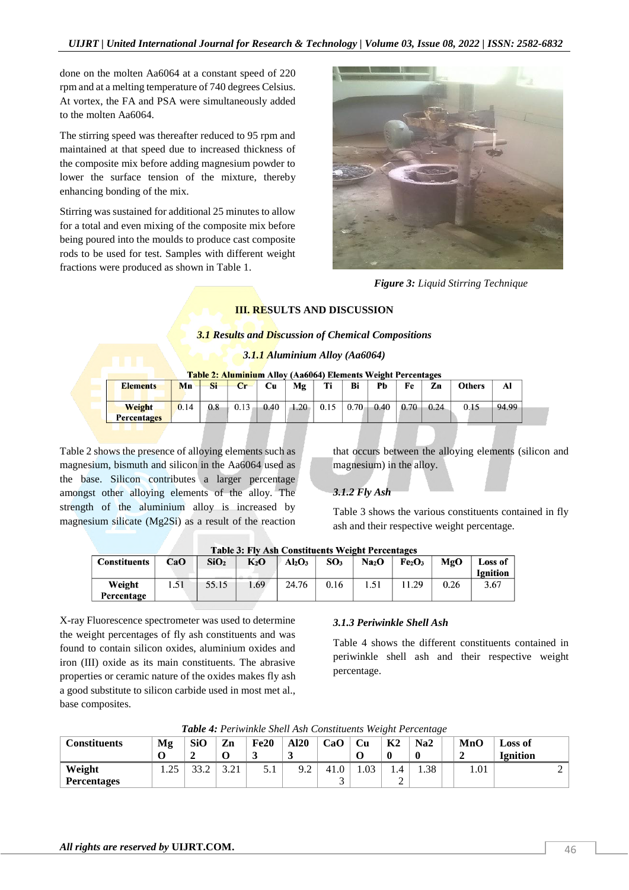done on the molten Aa6064 at a constant speed of 220 rpm and at a melting temperature of 740 degrees Celsius. At vortex, the FA and PSA were simultaneously added to the molten Aa6064.

The stirring speed was thereafter reduced to 95 rpm and maintained at that speed due to increased thickness of the composite mix before adding magnesium powder to lower the surface tension of the mixture, thereby enhancing bonding of the mix.

Stirring was sustained for additional 25 minutes to allow for a total and even mixing of the composite mix before being poured into the moulds to produce cast composite rods to be used for test. Samples with different weight fractions were produced as shown in Table 1.

***Figure 3:*** *Liquid Stirring Technique*

## III. RESULTS AND DISCUSSION

### *3.1 Results and Discussion of Chemical Compositions*

#### *3.1.1 Aluminium Alloy (Aa6064)*

**Table 2: Aluminium Alloy (Aa6064) Elements Weight Percentages**

| Elements | Mn | Si | Cr | Cu | Mg | Ti | Bi | Pb | Fe | Zn | Others | Al |
|---|---|---|---|---|---|---|---|---|---|---|---|---|
| Weight Percentages | 0.14 | 0.8 | 0.13 | 0.40 | 1.20 | 0.15 | 0.70 | 0.40 | 0.70 | 0.24 | 0.15 | 94.99 |

Table 2 shows the presence of alloying elements such as magnesium, bismuth and silicon in the Aa6064 used as the base. Silicon contributes a larger percentage amongst other alloying elements of the alloy. The strength of the aluminium alloy is increased by magnesium silicate ($Mg_2Si$) as a result of the reaction that occurs between the alloying elements (silicon and magnesium) in the alloy.

#### *3.1.2 Fly Ash*

Table 3 shows the various constituents contained in fly ash and their respective weight percentage.

**Table 3: Fly Ash Constituents Weight Percentages**

| Constituents | CaO | $SiO_2$ | $K_2O$ | $Al_2O_3$ | $SO_3$ | $Na_2O$ | $Fe_2O_3$ | MgO | Loss of Ignition |
|---|---|---|---|---|---|---|---|---|---|
| Weight Percentage | 1.51 | 55.15 | 1.69 | 24.76 | 0.16 | 1.51 | 11.29 | 0.26 | 3.67 |

X-ray Fluorescence spectrometer was used to determine the weight percentages of fly ash constituents and was found to contain silicon oxides, aluminium oxides and iron (III) oxide as its main constituents. The abrasive properties or ceramic nature of the oxides makes fly ash a good substitute to silicon carbide used in most met al., base composites.

#### *3.1.3 Periwinkle Shell Ash*

Table 4 shows the different constituents contained in periwinkle shell ash and their respective weight percentage.

***Table 4:*** *Periwinkle Shell Ash Constituents Weight Percentage*

| Constituents | MgO | SiO2 | ZnO | Fe2O3 | Al2O3 | CaO | CuO | K2O | Na2O | MnO2 | Loss of Ignition |
|---|---|---|---|---|---|---|---|---|---|---|---|
| Weight Percentages | 1.25 | 33.2 | 3.21 | 5.1 | 9.2 | 41.03 | 1.03 | 1.42 | 1.38 | 1.01 | 2 |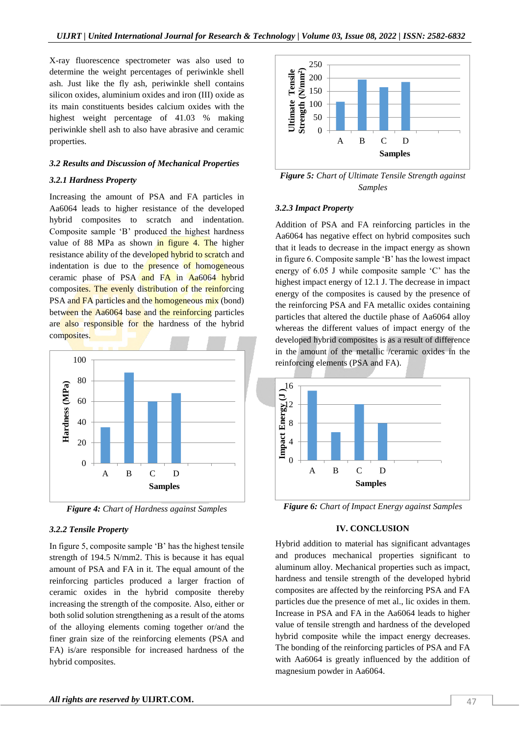X-ray fluorescence spectrometer was also used to determine the weight percentages of periwinkle shell ash. Just like the fly ash, periwinkle shell contains silicon oxides, aluminium oxides and iron (III) oxide as its main constituents besides calcium oxides with the highest weight percentage of 41.03 % making periwinkle shell ash to also have abrasive and ceramic properties.

### *3.2 Results and Discussion of Mechanical Properties*

#### *3.2.1 Hardness Property*

Increasing the amount of PSA and FA particles in Aa6064 leads to higher resistance of the developed hybrid composites to scratch and indentation. Composite sample 'B' produced the highest hardness value of 88 MPa as shown in figure 4. The higher resistance ability of the developed hybrid to scratch and indentation is due to the presence of homogeneous ceramic phase of PSA and FA in Aa6064 hybrid composites. The evenly distribution of the reinforcing PSA and FA particles and the homogeneous mix (bond) between the Aa6064 base and the reinforcing particles are also responsible for the hardness of the hybrid composites.

***Figure 4:*** *Chart of Hardness against Samples*

#### *3.2.2 Tensile Property*

In figure 5, composite sample 'B' has the highest tensile strength of 194.5 N/mm2. This is because it has equal amount of PSA and FA in it. The equal amount of the reinforcing particles produced a larger fraction of ceramic oxides in the hybrid composite thereby increasing the strength of the composite. Also, either or both solid solution strengthening as a result of the atoms of the alloying elements coming together or/and the finer grain size of the reinforcing elements (PSA and FA) is/are responsible for increased hardness of the hybrid composites.

***Figure 5:*** *Chart of Ultimate Tensile Strength against Samples*

#### *3.2.3 Impact Property*

Addition of PSA and FA reinforcing particles in the Aa6064 has negative effect on hybrid composites such that it leads to decrease in the impact energy as shown in figure 6. Composite sample 'B' has the lowest impact energy of 6.05 J while composite sample 'C' has the highest impact energy of 12.1 J. The decrease in impact energy of the composites is caused by the presence of the reinforcing PSA and FA metallic oxides containing particles that altered the ductile phase of Aa6064 alloy whereas the different values of impact energy of the developed hybrid composites is as a result of difference in the amount of the metallic /ceramic oxides in the reinforcing elements (PSA and FA).

***Figure 6:*** *Chart of Impact Energy against Samples*

## IV. CONCLUSION

Hybrid addition to material has significant advantages and produces mechanical properties significant to aluminum alloy. Mechanical properties such as impact, hardness and tensile strength of the developed hybrid composites are affected by the reinforcing PSA and FA particles due the presence of met al., lic oxides in them. Increase in PSA and FA in the Aa6064 leads to higher value of tensile strength and hardness of the developed hybrid composite while the impact energy decreases. The bonding of the reinforcing particles of PSA and FA with Aa6064 is greatly influenced by the addition of magnesium powder in Aa6064.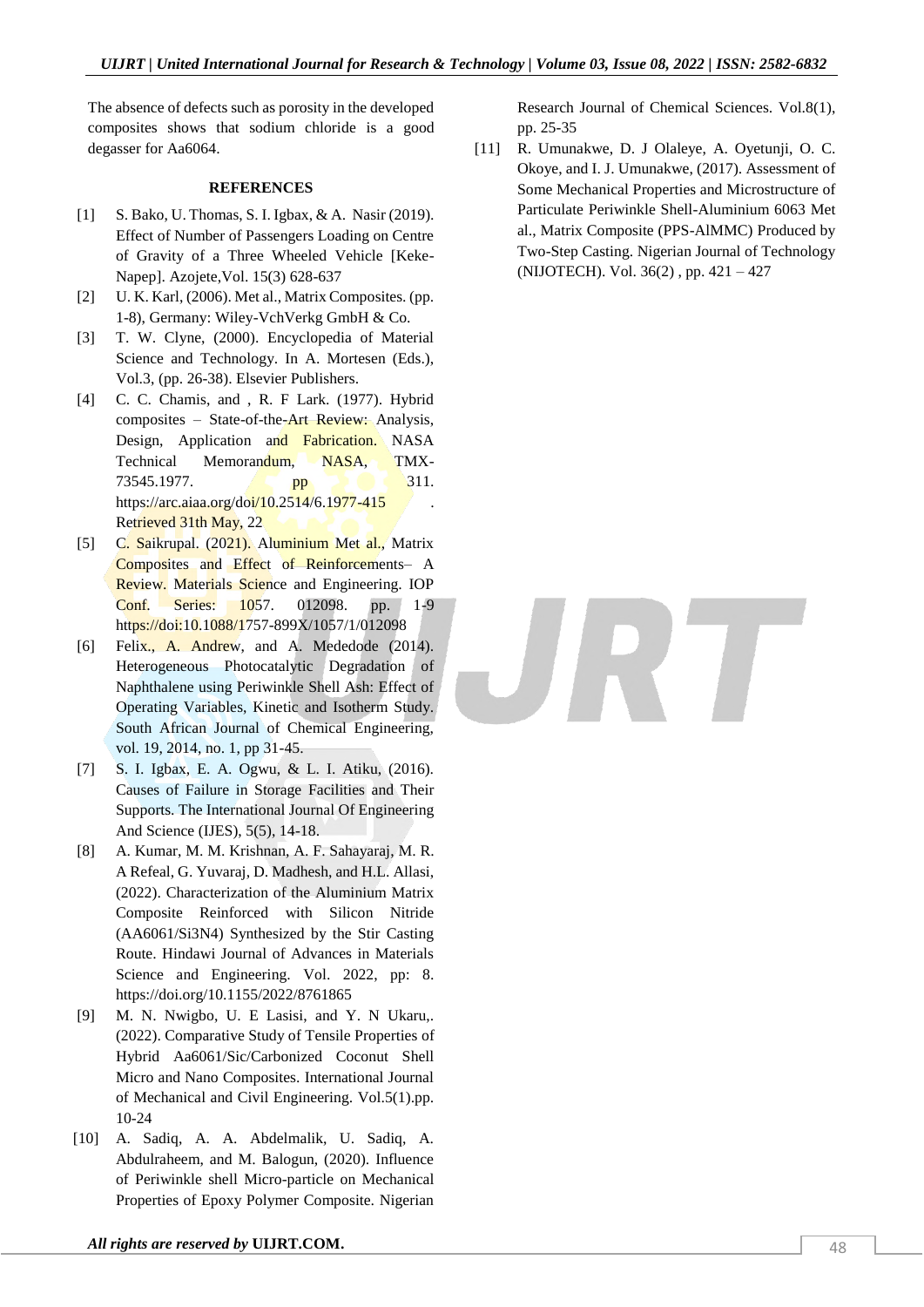The absence of defects such as porosity in the developed composites shows that sodium chloride is a good degasser for Aa6064.

**REFERENCES**

[1] S. Bako, U. Thomas, S. I. Igbax, & A. Nasir (2019). Effect of Number of Passengers Loading on Centre of Gravity of a Three Wheeled Vehicle [Keke-Napep]. Azojete,Vol. 15(3) 628-637

[2] U. K. Karl, (2006). Met al., Matrix Composites. (pp. 1-8), Germany: Wiley-VchVerkg GmbH & Co.

[3] T. W. Clyne, (2000). Encyclopedia of Material Science and Technology. In A. Mortesen (Eds.), Vol.3, (pp. 26-38). Elsevier Publishers.

[4] C. C. Chamis, and , R. F Lark. (1977). Hybrid composites – State-of-the-Art Review: Analysis, Design, Application and Fabrication. NASA Technical Memorandum, NASA, TMX-73545.1977. pp 311. https://arc.aiaa.org/doi/10.2514/6.1977-415 . Retrieved 31th May, 22

[5] C. Saikrupal. (2021). Aluminium Met al., Matrix Composites and Effect of Reinforcements– A Review. Materials Science and Engineering. IOP Conf. Series: 1057. 012098. pp. 1-9 https://doi:10.1088/1757-899X/1057/1/012098

[6] Felix., A. Andrew, and A. Mededode (2014). Heterogeneous Photocatalytic Degradation of Naphthalene using Periwinkle Shell Ash: Effect of Operating Variables, Kinetic and Isotherm Study. South African Journal of Chemical Engineering, vol. 19, 2014, no. 1, pp 31-45.

[7] S. I. Igbax, E. A. Ogwu, & L. I. Atiku, (2016). Causes of Failure in Storage Facilities and Their Supports. The International Journal Of Engineering And Science (IJES), 5(5), 14-18.

[8] A. Kumar, M. M. Krishnan, A. F. Sahayaraj, M. R. A Refeal, G. Yuvaraj, D. Madhesh, and H.L. Allasi, (2022). Characterization of the Aluminium Matrix Composite Reinforced with Silicon Nitride (AA6061/Si3N4) Synthesized by the Stir Casting Route. Hindawi Journal of Advances in Materials Science and Engineering. Vol. 2022, pp: 8. https://doi.org/10.1155/2022/8761865

[9] M. N. Nwigbo, U. E Lasisi, and Y. N Ukaru,. (2022). Comparative Study of Tensile Properties of Hybrid Aa6061/Sic/Carbonized Coconut Shell Micro and Nano Composites. International Journal of Mechanical and Civil Engineering. Vol.5(1).pp. 10-24

[10] A. Sadiq, A. A. Abdelmalik, U. Sadiq, A. Abdulraheem, and M. Balogun, (2020). Influence of Periwinkle shell Micro-particle on Mechanical Properties of Epoxy Polymer Composite. Nigerian Research Journal of Chemical Sciences. Vol.8(1), pp. 25-35

[11] R. Umunakwe, D. J Olaleye, A. Oyetunji, O. C. Okoye, and I. J. Umunakwe, (2017). Assessment of Some Mechanical Properties and Microstructure of Particulate Periwinkle Shell-Aluminium 6063 Met al., Matrix Composite (PPS-AlMMC) Produced by Two-Step Casting. Nigerian Journal of Technology (NIJOTECH). Vol. 36(2) , pp. 421 – 427